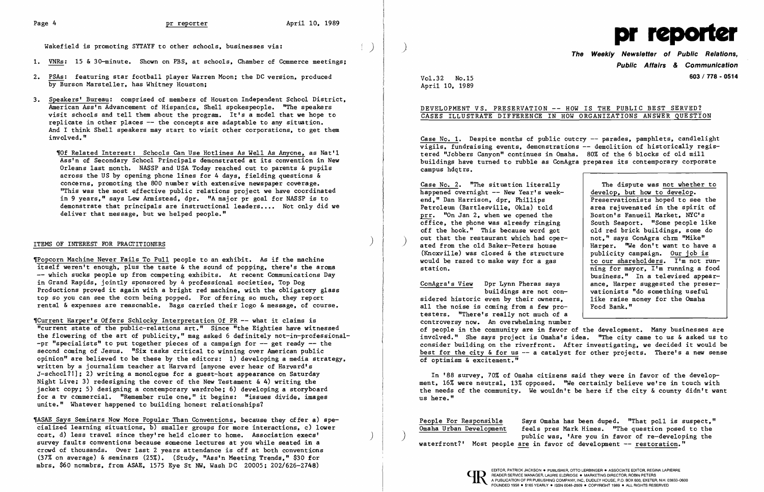Wakefield is promoting SYTAYF to other schools, businesses via:

1. VNRs: 15 & 30-minute. Shown on PBS, at schools, Chamber of Commerce meetings;
2. PSAs: featuring star football player Warren Moon; the DC version, produced by Burson Marsteller, has Whitney Houston;
3. Speakers' Bureau: comprised of members of Houston Independent School District, American Ass'n Advancement of Hispanics, Shell spokespeople. "The speakers visit schools and tell them about the program. It's a model that we hope to replicate in other places -- the concepts are adaptable to any situation. And I think Shell speakers may start to visit other corporations, to get them involved."

¶Of Related Interest: Schools Can Use Hotlines As Well As Anyone, as Nat'l Ass'n of Secondary School Principals demonstrated at its convention in New Orleans last month. NASSP and USA Today reached out to parents & pupils across the US by opening phone lines for 4 days, fielding questions & concerns, promoting the 800 number with extensive newspaper coverage. "This was the most effective public relations project we have coordinated in 9 years," says Lew Armistead, dpr. "A major pr goal for NASSP is to demonstrate that principals are instructional leaders.... Not only did we deliver that message, but we helped people."

## ITEMS OF INTEREST FOR PRACTITIONERS

¶Popcorn Machine Never Fails To Pull people to an exhibit. As if the machine itself weren't enough, plus the taste & the sound of popping, there's the aroma -- which sucks people up from competing exhibits. At recent Communications Day in Grand Rapids, jointly sponsored by 4 professional societies, Top Dog Productions proved it again with a bright red machine, with the obligatory glass top so you can see the corn being popped. For offering so much, they report rental & expenses are reasonable. Bags carried their logo & message, of course.

¶Current Harper's Offers Schlocky Interpretation Of PR -- what it claims is "current state of the public-relations art." Since "the Eighties have witnessed the flowering of the art of publicity," mag asked 6 definitely not-in-professional--pr "specialists" to put together pieces of a campaign for -- get ready -- the second coming of Jesus. "Six tasks critical to winning over American public opinion" are believed to be these by the editors: 1) developing a media strategy, written by a journalism teacher at Harvard [anyone ever hear of Harvard's J-school?!]; 2) writing a monologue for a guest-host appearance on Saturday Night Live; 3) redesigning the cover of the New Testament & 4) writing the jacket copy; 5) designing a contemporary wardrobe; 6) developing a storyboard for a tv commercial. "Remember rule one," it begins: "issues divide, images unite." Whatever happened to building honest relationships?

¶ASAE Says Seminars Now More Popular Than Conventions, because they offer a) specialized learning situations, b) smaller groups for more interactions, c) lower cost, d) less travel since they're held closer to home. Association execs' survey faults conventions because someone lectures at you while seated in a crowd of thousands. Over last 2 years attendance is off at both conventions (37% on average) & seminars (25%). (Study, "Ass'n Meeting Trends," $30 for mbrs, $60 nonmbrs, from ASAE, 1575 Eye St NW, Wash DC 20005; 202/626-2748)

# pr reporter

**The Weekly Newsletter of Public Relations, Public Affairs & Communication**

**603 / 778 - 0514**

Vol.32 No.15
April 10, 1989

## DEVELOPMENT VS. PRESERVATION -- HOW IS THE PUBLIC BEST SERVED? CASES ILLUSTRATE DIFFERENCE IN HOW ORGANIZATIONS ANSWER QUESTION

Case No. 1. Despite months of public outcry -- parades, pamphlets, candlelight vigils, fundraising events, demonstrations -- demolition of historically registered "Jobbers Canyon" continues in Omaha. 80% of the 6 blocks of old mill buildings have turned to rubble as ConAgra prepares its contemporary corporate campus hdqtrs.

Case No. 2. "The situation literally happened overnight -- New Year's weekend," Dan Harrison, dpr, Phillips Petroleum (Bartlesville, Okla) told prr. "On Jan 2, when we opened the office, the phone was already ringing off the hook." This because word got out that the restaurant which had operated from the old Baker-Peters house (Knoxville) was closed & the structure would be razed to make way for a gas station.

> The dispute was not whether to develop, but how to develop. Preservationists hoped to see the area rejuvenated in the spirit of Boston's Faneuil Market, NYC's South Seaport. "Some people like old red brick buildings, some do not," says ConAgra chrm "Mike" Harper. "We don't want to have a publicity campaign. Our job is to our shareholders. I'm not running for mayor, I'm running a food business." In a televised appearance, Harper suggested the preservationists "do something useful like raise money for the Omaha Food Bank."

ConAgra's View Dpr Lynn Pheras says buildings are not considered historic even by their owners, all the noise is coming from a few protesters. "There's really not much of a controversy now. An overwhelming number of people in the community are in favor of the development. Many businesses are involved." She says project is Omaha's idea. "The city came to us & asked us to consider building on the riverfront. After investigating, we decided it would be best for the city & for us -- a catalyst for other projects. There's a new sense of optimism & excitement."

In '88 survey, 70% of Omaha citizens said they were in favor of the development, 16% were neutral, 13% opposed. "We certainly believe we're in touch with the needs of the community. We wouldn't be here if the city & county didn't want us here."

People For Responsible Omaha Urban Development Says Omaha has been duped. "That poll is suspect," feels pres Mark Himes. "The question posed to the public was, 'Are you in favor of re-developing the waterfront?' Most people are in favor of development -- restoration."

EDITOR, PATRICK JACKSON • PUBLISHER, OTTO LERBINGER • ASSOCIATE EDITOR, REGINA LAPIERRE
READER SERVICE MANAGER, LAURIE ELDRIDGE • MARKETING DIRECTOR, ROBIN PETERS
A PUBLICATION OF PR PUBLISHING COMPANY, INC., DUDLEY HOUSE, P.O. BOX 600, EXETER, N.H. 03833-0600
FOUNDED 1958 • $165 YEARLY • ISSN 0048-2609 • COPYRIGHT 1989 • ALL RIGHTS RESERVED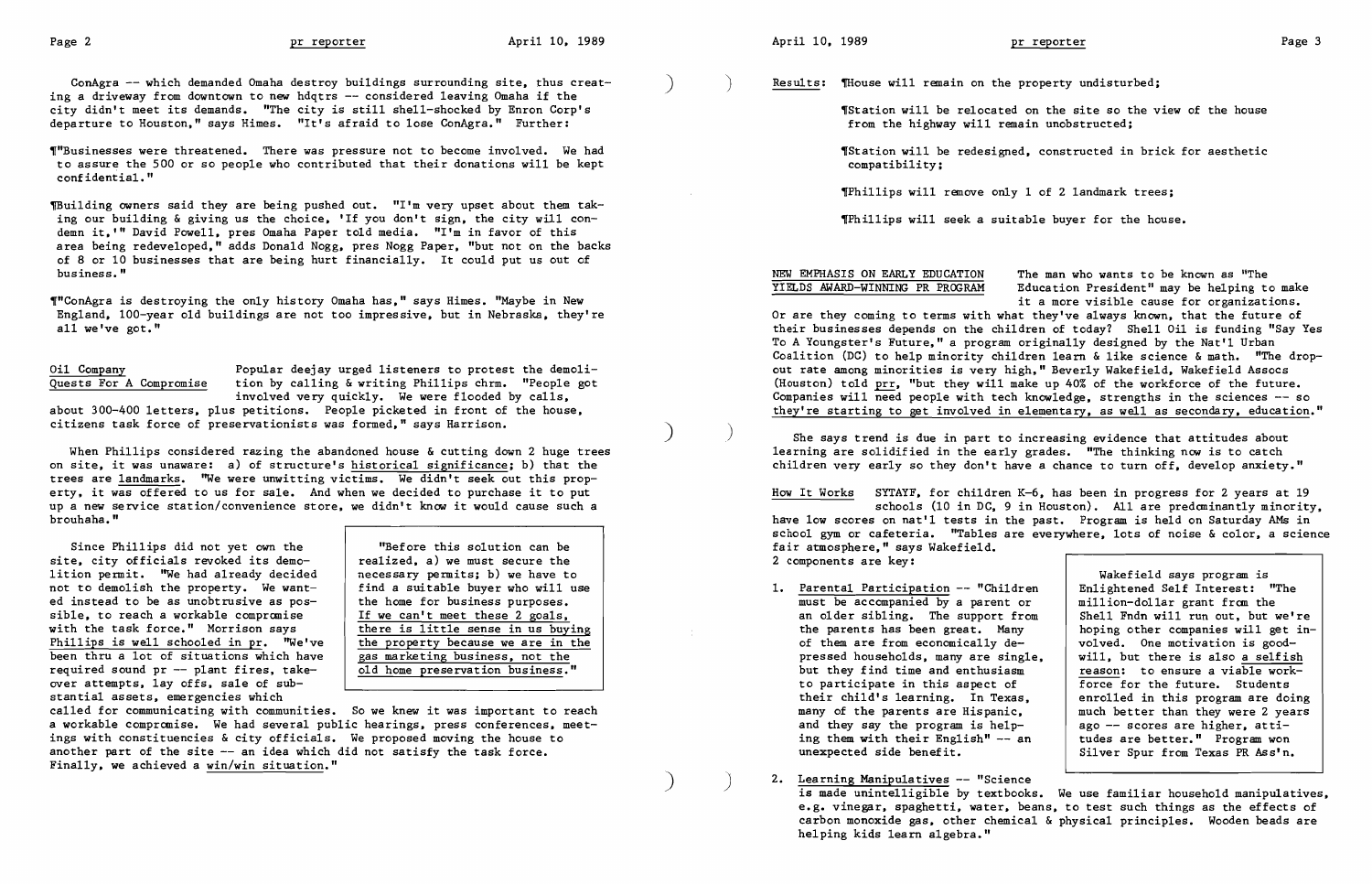ConAgra -- which demanded Omaha destroy buildings surrounding site, thus creating a driveway from downtown to new hdqtrs -- considered leaving Omaha if the city didn't meet its demands. "The city is still shell-shocked by Enron Corp's departure to Houston," says Himes. "It's afraid to lose ConAgra." Further:

¶"Businesses were threatened. There was pressure not to become involved. We had to assure the 500 or so people who contributed that their donations will be kept confidential."

¶Building owners said they are being pushed out. "I'm very upset about them taking our building & giving us the choice, 'If you don't sign, the city will condemn it,'" David Powell, pres Omaha Paper told media. "I'm in favor of this area being redeveloped," adds Donald Nogg, pres Nogg Paper, "but not on the backs of 8 or 10 businesses that are being hurt financially. It could put us out of business."

¶"ConAgra is destroying the only history Omaha has," says Himes. "Maybe in New England, 100-year old buildings are not too impressive, but in Nebraska, they're all we've got."

Oil Company Quests For A Compromise — Popular deejay urged listeners to protest the demolition by calling & writing Phillips chrm. "People got involved very quickly. We were flooded by calls, about 300-400 letters, plus petitions. People picketed in front of the house, citizens task force of preservationists was formed," says Harrison.

When Phillips considered razing the abandoned house & cutting down 2 huge trees on site, it was unaware: a) of structure's historical significance; b) that the trees are landmarks. "We were unwitting victims. We didn't seek out this property, it was offered to us for sale. And when we decided to purchase it to put up a new service station/convenience store, we didn't know it would cause such a brouhaha."

Since Phillips did not yet own the site, city officials revoked its demolition permit. "We had already decided not to demolish the property. We wanted instead to be as unobtrusive as possible, to reach a workable compromise with the task force." Morrison says Phillips is well schooled in pr. "We've been thru a lot of situations which have required sound pr -- plant fires, takeover attempts, lay offs, sale of substantial assets, emergencies which called for communicating with communities. So we knew it was important to reach a workable compromise. We had several public hearings, press conferences, meetings with constituencies & city officials. We proposed moving the house to another part of the site -- an idea which did not satisfy the task force. Finally, we achieved a win/win situation."

> "Before this solution can be realized, a) we must secure the necessary permits; b) we have to find a suitable buyer who will use the home for business purposes. If we can't meet these 2 goals, there is little sense in us buying the property because we are in the gas marketing business, not the old home preservation business."

Results: ¶House will remain on the property undisturbed;

¶Station will be relocated on the site so the view of the house from the highway will remain unobstructed;

¶Station will be redesigned, constructed in brick for aesthetic compatibility;

¶Phillips will remove only 1 of 2 landmark trees;

¶Phillips will seek a suitable buyer for the house.

## NEW EMPHASIS ON EARLY EDUCATION YIELDS AWARD-WINNING PR PROGRAM

The man who wants to be known as "The Education President" may be helping to make it a more visible cause for organizations. Or are they coming to terms with what they've always known, that the future of their businesses depends on the children of today? Shell Oil is funding "Say Yes To A Youngster's Future," a program originally designed by the Nat'l Urban Coalition (DC) to help minority children learn & like science & math. "The dropout rate among minorities is very high," Beverly Wakefield, Wakefield Assocs (Houston) told prr, "but they will make up 40% of the workforce of the future. Companies will need people with tech knowledge, strengths in the sciences -- so they're starting to get involved in elementary, as well as secondary, education."

She says trend is due in part to increasing evidence that attitudes about learning are solidified in the early grades. "The thinking now is to catch children very early so they don't have a chance to turn off, develop anxiety."

How It Works — SYTAYF, for children K-6, has been in progress for 2 years at 19 schools (10 in DC, 9 in Houston). All are predominantly minority, have low scores on nat'l tests in the past. Program is held on Saturday AMs in school gym or cafeteria. "Tables are everywhere, lots of noise & color, a science fair atmosphere," says Wakefield.

2 components are key:

1. Parental Participation -- "Children must be accompanied by a parent or an older sibling. The support from the parents has been great. Many of them are from economically depressed households, many are single, but they find time and enthusiasm to participate in this aspect of their child's learning. In Texas, many of the parents are Hispanic, and they say the program is helping them with their English" -- an unexpected side benefit.

2. Learning Manipulatives -- "Science is made unintelligible by textbooks. We use familiar household manipulatives, e.g. vinegar, spaghetti, water, beans, to test such things as the effects of carbon monoxide gas, other chemical & physical principles. Wooden beads are helping kids learn algebra."

> Wakefield says program is Enlightened Self Interest: "The million-dollar grant from the Shell Fndn will run out, but we're hoping other companies will get involved. One motivation is goodwill, but there is also a selfish reason: to ensure a viable workforce for the future. Students enrolled in this program are doing much better than they were 2 years ago -- scores are higher, attitudes are better." Program won Silver Spur from Texas PR Ass'n.